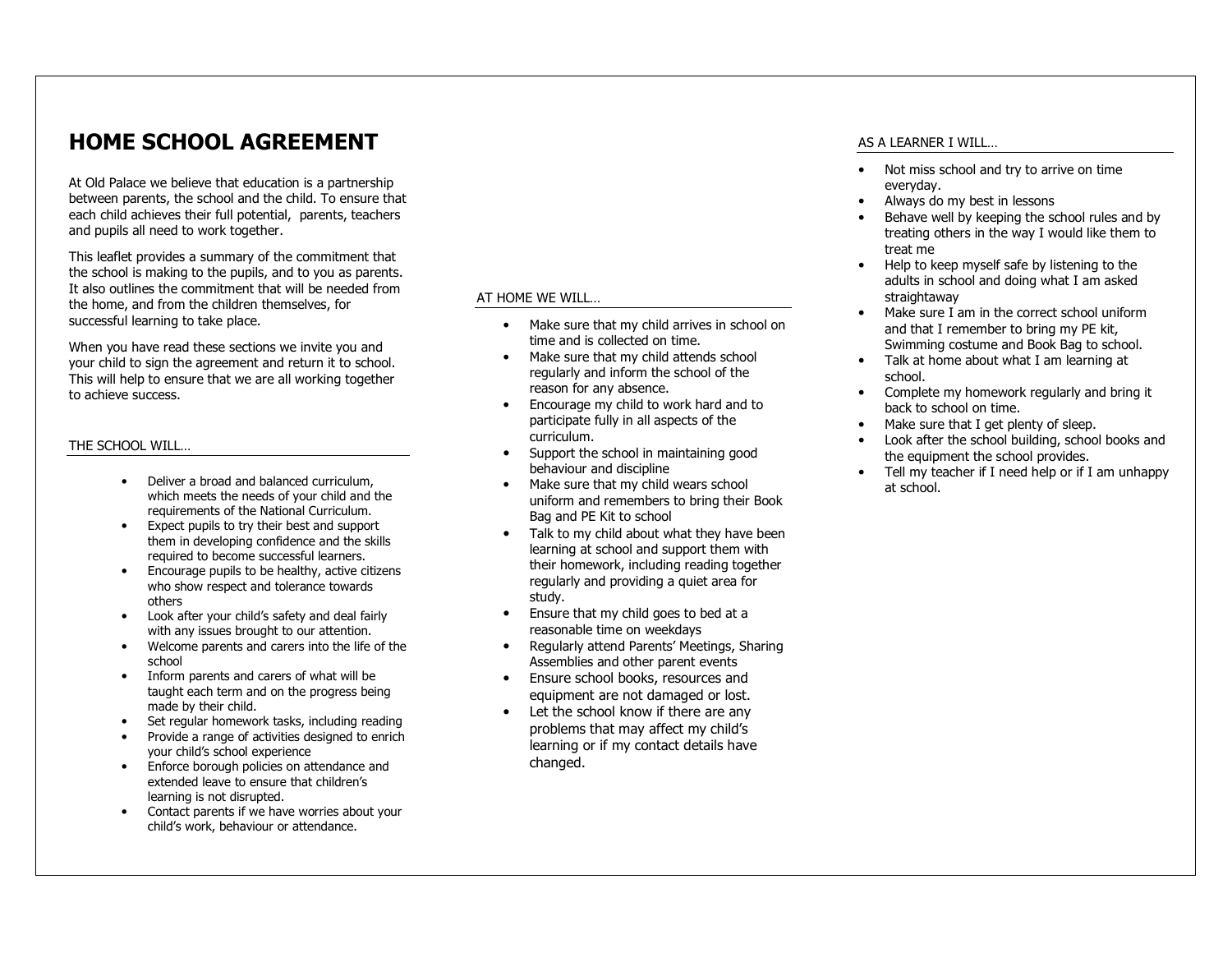# HOME SCHOOL AGREEMENT

At Old Palace we believe that education is a partnership between parents, the school and the child. To ensure that each child achieves their full potential, parents, teachers and pupils all need to work together.

This leaflet provides a summary of the commitment that the school is making to the pupils, and to you as parents. It also outlines the commitment that will be needed from the home, and from the children themselves, for successful learning to take place.

When you have read these sections we invite you and your child to sign the agreement and return it to school. This will help to ensure that we are all working together to achieve success.

## THE SCHOOL WILL…

- Deliver a broad and balanced curriculum, which meets the needs of your child and the requirements of the National Curriculum.
- Expect pupils to try their best and support them in developing confidence and the skills required to become successful learners.
- Encourage pupils to be healthy, active citizens who show respect and tolerance towards others
- Look after your child's safety and deal fairly with any issues brought to our attention.
- Welcome parents and carers into the life of the school
- Inform parents and carers of what will be taught each term and on the progress being made by their child.
- Set regular homework tasks, including reading
- Provide a range of activities designed to enrich your child's school experience
- Enforce borough policies on attendance and extended leave to ensure that children's learning is not disrupted.
- Contact parents if we have worries about your child's work, behaviour or attendance.

## AT HOME WE WILL…

- Make sure that my child arrives in school on time and is collected on time.
- Make sure that my child attends school regularly and inform the school of the reason for any absence.
- Encourage my child to work hard and to participate fully in all aspects of the curriculum.
- Support the school in maintaining good behaviour and discipline
- Make sure that my child wears school uniform and remembers to bring their Book Bag and PE Kit to school
- Talk to my child about what they have been learning at school and support them with their homework, including reading together regularly and providing a quiet area for study.
- Ensure that my child goes to bed at a reasonable time on weekdays
- Regularly attend Parents' Meetings, Sharing Assemblies and other parent events
- Ensure school books, resources and equipment are not damaged or lost.
- Let the school know if there are any problems that may affect my child's learning or if my contact details have changed.

## AS A LEARNER I WILL…

- Not miss school and try to arrive on time everyday.
- Always do my best in lessons
- Behave well by keeping the school rules and by treating others in the way I would like them to treat me
- Help to keep myself safe by listening to the adults in school and doing what I am asked straightaway
- Make sure I am in the correct school uniform and that I remember to bring my PE kit, Swimming costume and Book Bag to school.
- Talk at home about what I am learning at school.
- Complete my homework regularly and bring it back to school on time.
- Make sure that I get plenty of sleep.
- Look after the school building, school books and the equipment the school provides.
- Tell my teacher if I need help or if I am unhappy at school.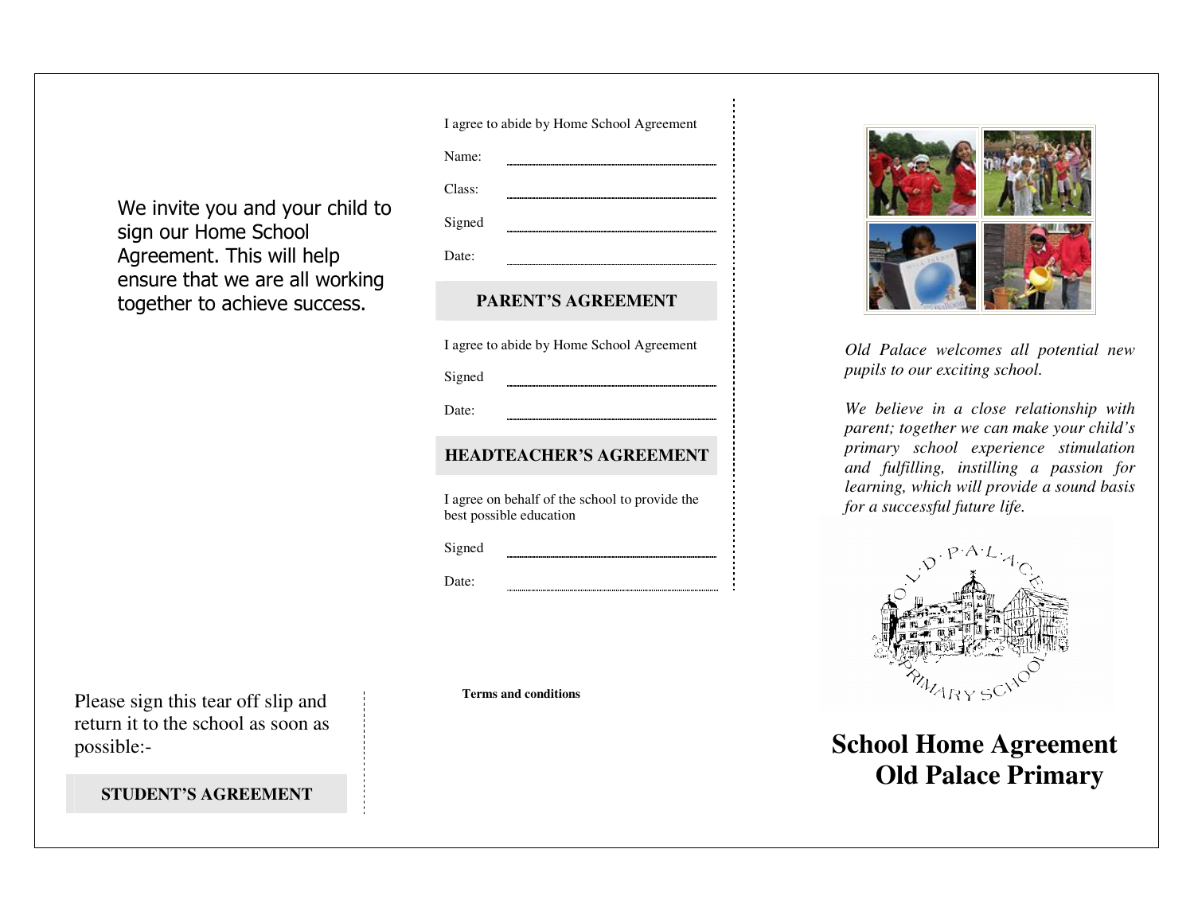We invite you and your child to sign our Home School Agreement. This will help ensure that we are all working together to achieve success.

Please sign this tear off slip and return it to the school as soon as possible:-

**STUDENT'S AGREEMENT**

I agree to abide by Home School Agreement

Name: ..............................

Class: ..............................

Signed ..............................

Date: ..............................

**PARENT'S AGREEMENT**

I agree to abide by Home School Agreement

Signed ..............................

Date: ..............................

**HEADTEACHER'S AGREEMENT**

I agree on behalf of the school to provide the best possible education

Signed ..............................

Date: ..............................

**Terms and conditions**

*Old Palace welcomes all potential new pupils to our exciting school.*

*We believe in a close relationship with parent; together we can make your child's primary school experience stimulation and fulfilling, instilling a passion for learning, which will provide a sound basis for a successful future life.*

OLD PALACE PRIMARY SCHOOL

# School Home Agreement
# Old Palace Primary